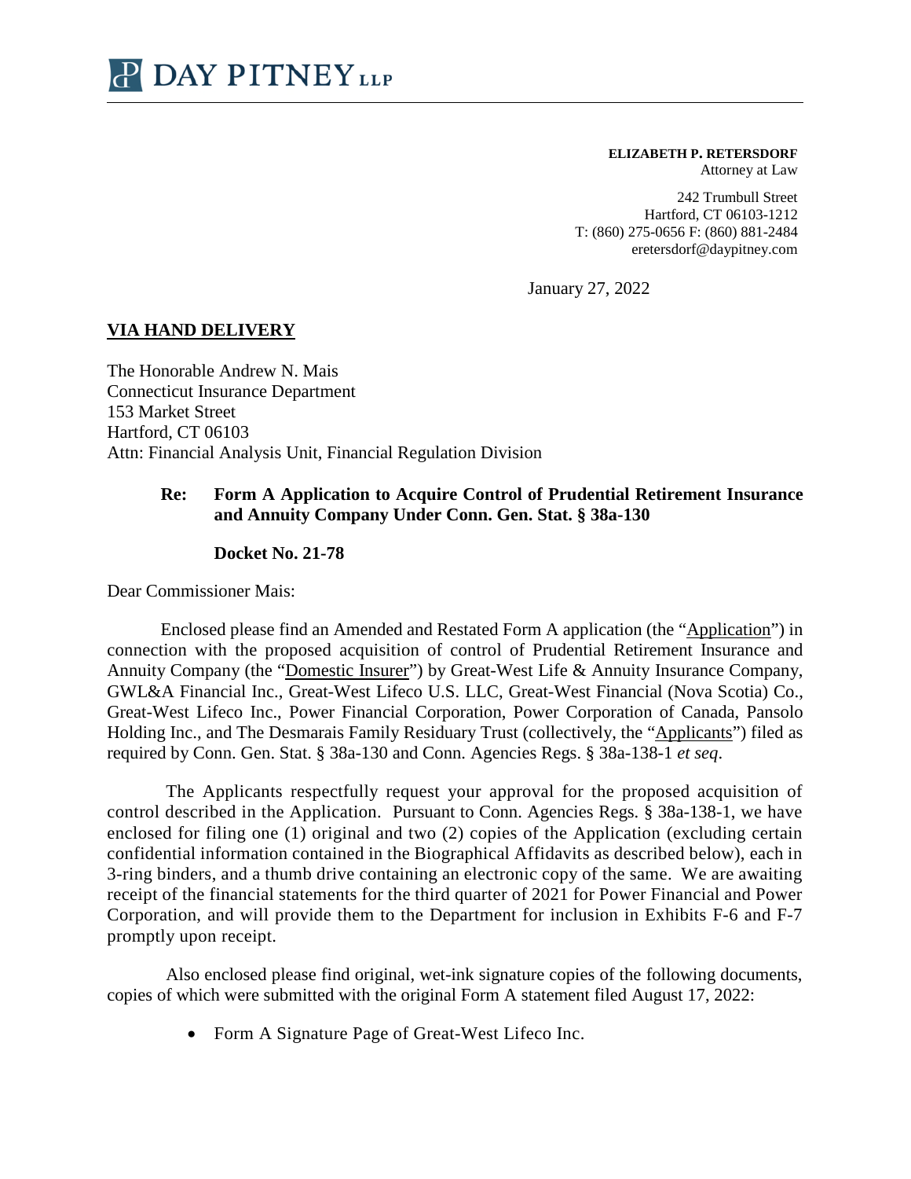DAY PITNEY LLP

**ELIZABETH P. RETERSDORF**
Attorney at Law

242 Trumbull Street
Hartford, CT 06103-1212
T: (860) 275-0656 F: (860) 881-2484
eretersdorf@daypitney.com

January 27, 2022

**VIA HAND DELIVERY**

The Honorable Andrew N. Mais
Connecticut Insurance Department
153 Market Street
Hartford, CT 06103
Attn: Financial Analysis Unit, Financial Regulation Division

**Re: Form A Application to Acquire Control of Prudential Retirement Insurance and Annuity Company Under Conn. Gen. Stat. § 38a-130**

**Docket No. 21-78**

Dear Commissioner Mais:

Enclosed please find an Amended and Restated Form A application (the "Application") in connection with the proposed acquisition of control of Prudential Retirement Insurance and Annuity Company (the "Domestic Insurer") by Great-West Life & Annuity Insurance Company, GWL&A Financial Inc., Great-West Lifeco U.S. LLC, Great-West Financial (Nova Scotia) Co., Great-West Lifeco Inc., Power Financial Corporation, Power Corporation of Canada, Pansolo Holding Inc., and The Desmarais Family Residuary Trust (collectively, the "Applicants") filed as required by Conn. Gen. Stat. § 38a-130 and Conn. Agencies Regs. § 38a-138-1 *et seq*.

The Applicants respectfully request your approval for the proposed acquisition of control described in the Application. Pursuant to Conn. Agencies Regs. § 38a-138-1, we have enclosed for filing one (1) original and two (2) copies of the Application (excluding certain confidential information contained in the Biographical Affidavits as described below), each in 3-ring binders, and a thumb drive containing an electronic copy of the same. We are awaiting receipt of the financial statements for the third quarter of 2021 for Power Financial and Power Corporation, and will provide them to the Department for inclusion in Exhibits F-6 and F-7 promptly upon receipt.

Also enclosed please find original, wet-ink signature copies of the following documents, copies of which were submitted with the original Form A statement filed August 17, 2022:

- Form A Signature Page of Great-West Lifeco Inc.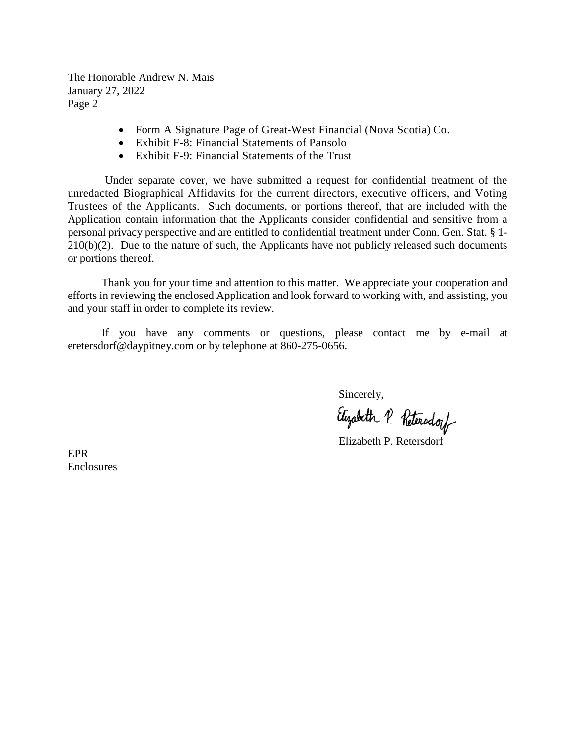- Form A Signature Page of Great-West Financial (Nova Scotia) Co.
- Exhibit F-8: Financial Statements of Pansolo
- Exhibit F-9: Financial Statements of the Trust

Under separate cover, we have submitted a request for confidential treatment of the unredacted Biographical Affidavits for the current directors, executive officers, and Voting Trustees of the Applicants. Such documents, or portions thereof, that are included with the Application contain information that the Applicants consider confidential and sensitive from a personal privacy perspective and are entitled to confidential treatment under Conn. Gen. Stat. § 1-210(b)(2). Due to the nature of such, the Applicants have not publicly released such documents or portions thereof.

Thank you for your time and attention to this matter. We appreciate your cooperation and efforts in reviewing the enclosed Application and look forward to working with, and assisting, you and your staff in order to complete its review.

If you have any comments or questions, please contact me by e-mail at eretersdorf@daypitney.com or by telephone at 860-275-0656.

Sincerely,

Elizabeth P. Retersdorf

Elizabeth P. Retersdorf

EPR
Enclosures